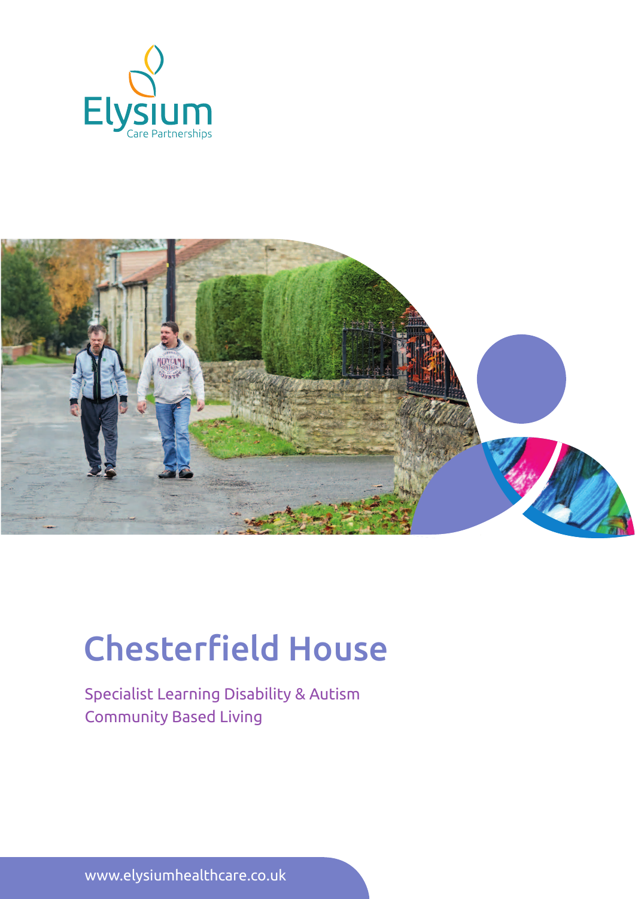Elysium
Care Partnerships

# Chesterfield House

Specialist Learning Disability & Autism
Community Based Living

www.elysiumhealthcare.co.uk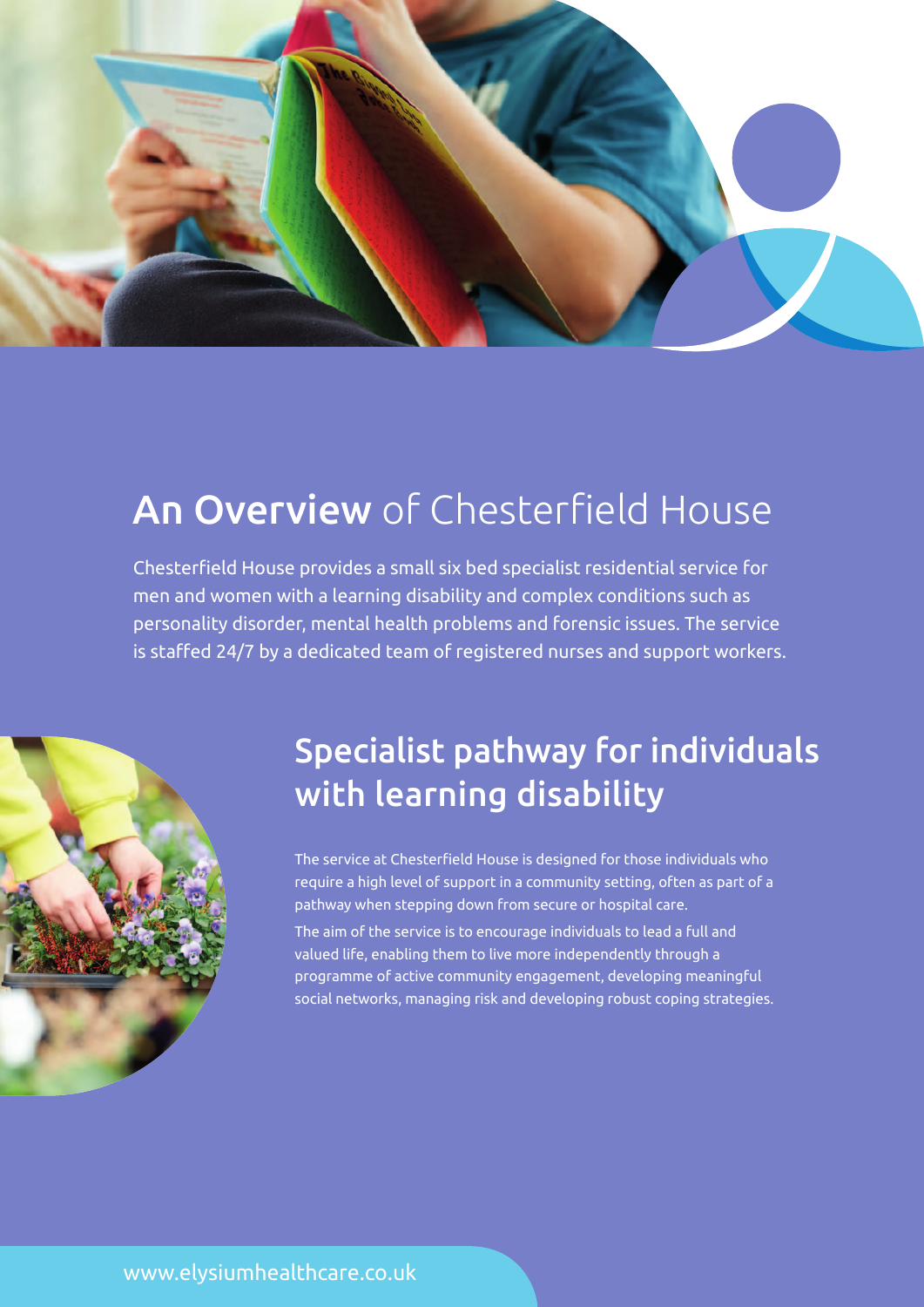## **An Overview** of Chesterfield House

Chesterfield House provides a small six bed specialist residential service for men and women with a learning disability and complex conditions such as personality disorder, mental health problems and forensic issues. The service is staffed 24/7 by a dedicated team of registered nurses and support workers.

## Specialist pathway for individuals with learning disability

The service at Chesterfield House is designed for those individuals who require a high level of support in a community setting, often as part of a pathway when stepping down from secure or hospital care.

The aim of the service is to encourage individuals to lead a full and valued life, enabling them to live more independently through a programme of active community engagement, developing meaningful social networks, managing risk and developing robust coping strategies.

www.elysiumhealthcare.co.uk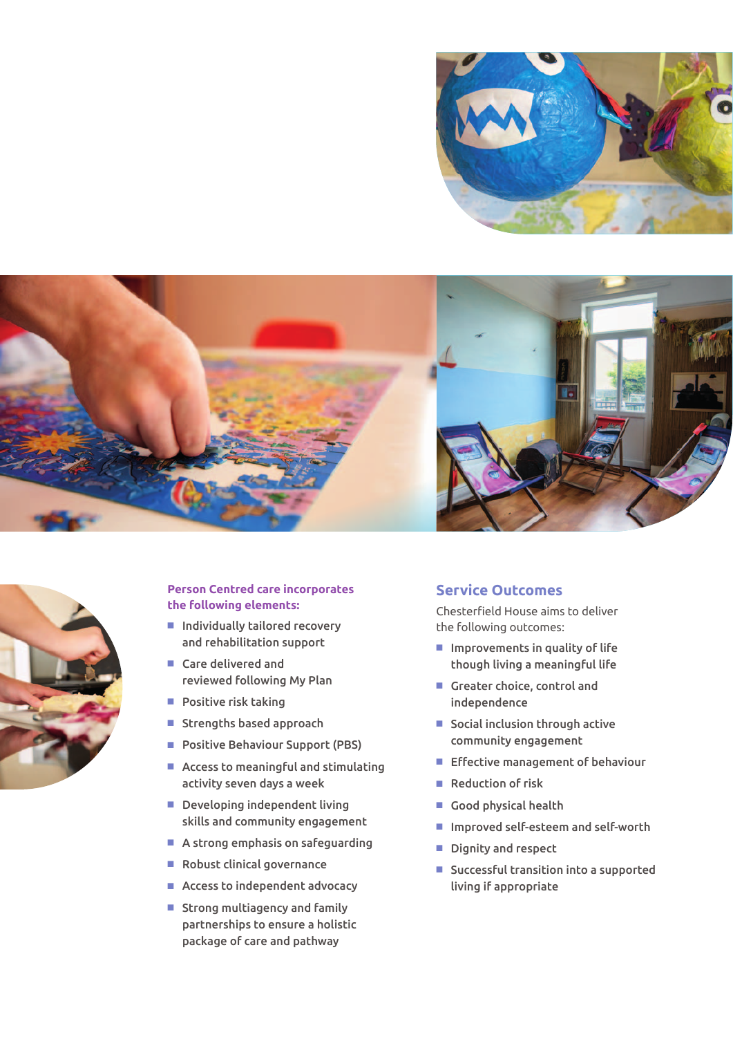**Person Centred care incorporates the following elements:**

- Individually tailored recovery and rehabilitation support
- Care delivered and reviewed following My Plan
- Positive risk taking
- Strengths based approach
- Positive Behaviour Support (PBS)
- Access to meaningful and stimulating activity seven days a week
- Developing independent living skills and community engagement
- A strong emphasis on safeguarding
- Robust clinical governance
- Access to independent advocacy
- Strong multiagency and family partnerships to ensure a holistic package of care and pathway

## Service Outcomes

Chesterfield House aims to deliver the following outcomes:

- Improvements in quality of life though living a meaningful life
- Greater choice, control and independence
- Social inclusion through active community engagement
- Effective management of behaviour
- Reduction of risk
- Good physical health
- Improved self-esteem and self-worth
- Dignity and respect
- Successful transition into a supported living if appropriate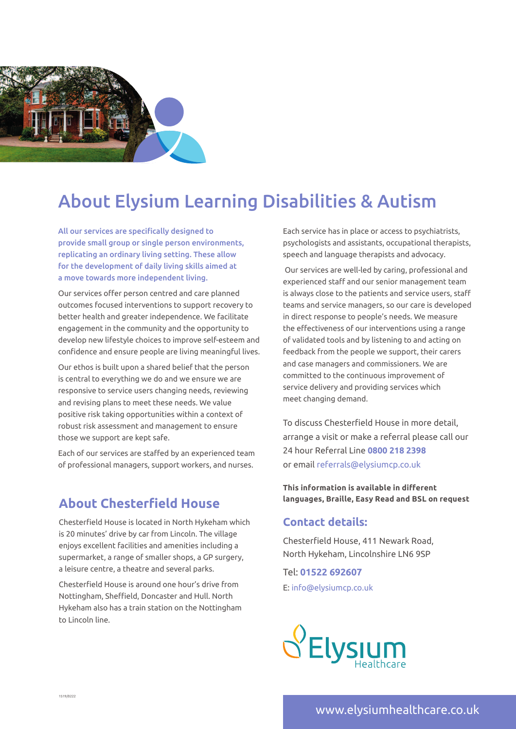# About Elysium Learning Disabilities & Autism

**All our services are specifically designed to provide small group or single person environments, replicating an ordinary living setting. These allow for the development of daily living skills aimed at a move towards more independent living.**

Our services offer person centred and care planned outcomes focused interventions to support recovery to better health and greater independence. We facilitate engagement in the community and the opportunity to develop new lifestyle choices to improve self-esteem and confidence and ensure people are living meaningful lives.

Our ethos is built upon a shared belief that the person is central to everything we do and we ensure we are responsive to service users changing needs, reviewing and revising plans to meet these needs. We value positive risk taking opportunities within a context of robust risk assessment and management to ensure those we support are kept safe.

Each of our services are staffed by an experienced team of professional managers, support workers, and nurses.

## About Chesterfield House

Chesterfield House is located in North Hykeham which is 20 minutes' drive by car from Lincoln. The village enjoys excellent facilities and amenities including a supermarket, a range of smaller shops, a GP surgery, a leisure centre, a theatre and several parks.

Chesterfield House is around one hour's drive from Nottingham, Sheffield, Doncaster and Hull. North Hykeham also has a train station on the Nottingham to Lincoln line.

Each service has in place or access to psychiatrists, psychologists and assistants, occupational therapists, speech and language therapists and advocacy.

Our services are well-led by caring, professional and experienced staff and our senior management team is always close to the patients and service users, staff teams and service managers, so our care is developed in direct response to people's needs. We measure the effectiveness of our interventions using a range of validated tools and by listening to and acting on feedback from the people we support, their carers and case managers and commissioners. We are committed to the continuous improvement of service delivery and providing services which meet changing demand.

To discuss Chesterfield House in more detail, arrange a visit or make a referral please call our 24 hour Referral Line **0800 218 2398** or email referrals@elysiumcp.co.uk

**This information is available in different languages, Braille, Easy Read and BSL on request**

## Contact details:

Chesterfield House, 411 Newark Road, North Hykeham, Lincolnshire LN6 9SP

Tel: **01522 692607**

E: info@elysiumcp.co.uk

Elysium Healthcare

1519/0222

www.elysiumhealthcare.co.uk